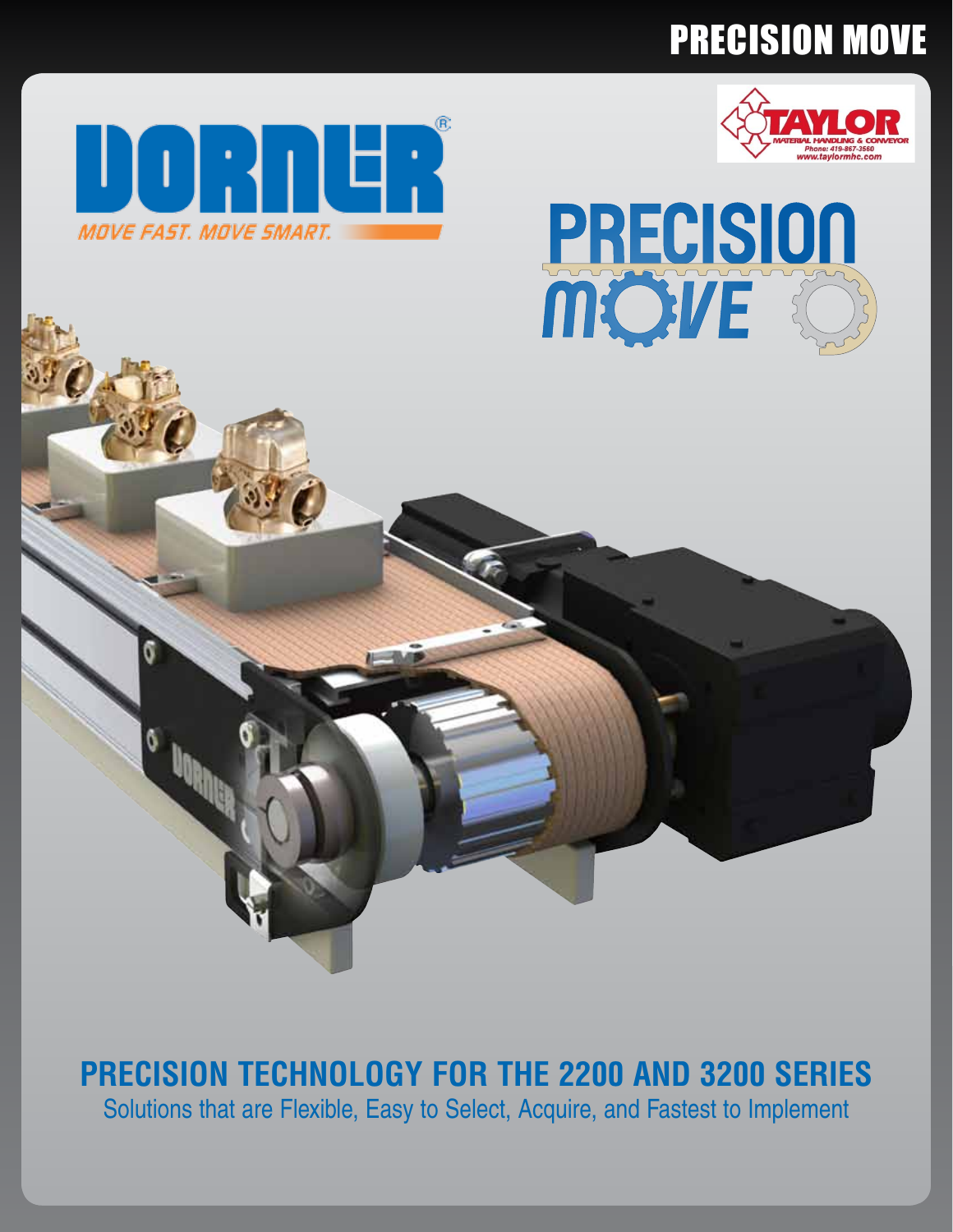# PRECISION MOVE

DORNER®

*MOVE FAST. MOVE SMART.*

TAYLOR MATERIAL HANDLING & CONVEYOR
Phone: 419-867-3560
www.taylormhc.com

PRECISION MOVE

## PRECISION TECHNOLOGY FOR THE 2200 AND 3200 SERIES

Solutions that are Flexible, Easy to Select, Acquire, and Fastest to Implement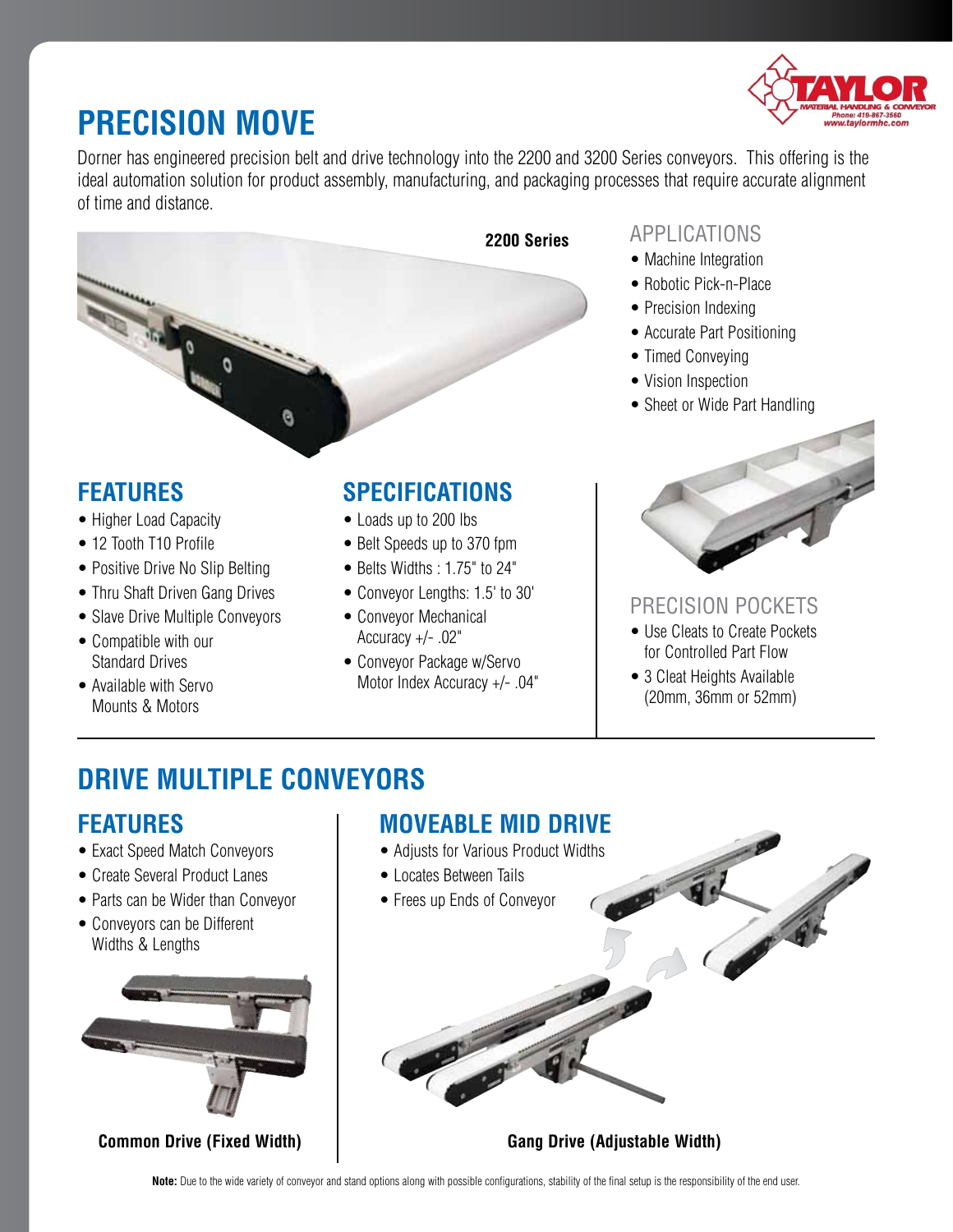# PRECISION MOVE

Dorner has engineered precision belt and drive technology into the 2200 and 3200 Series conveyors. This offering is the ideal automation solution for product assembly, manufacturing, and packaging processes that require accurate alignment of time and distance.

**2200 Series**

## APPLICATIONS

- Machine Integration
- Robotic Pick-n-Place
- Precision Indexing
- Accurate Part Positioning
- Timed Conveying
- Vision Inspection
- Sheet or Wide Part Handling

## FEATURES

- Higher Load Capacity
- 12 Tooth T10 Profile
- Positive Drive No Slip Belting
- Thru Shaft Driven Gang Drives
- Slave Drive Multiple Conveyors
- Compatible with our Standard Drives
- Available with Servo Mounts & Motors

## SPECIFICATIONS

- Loads up to 200 lbs
- Belt Speeds up to 370 fpm
- Belts Widths : 1.75" to 24"
- Conveyor Lengths: 1.5' to 30'
- Conveyor Mechanical Accuracy +/- .02"
- Conveyor Package w/Servo Motor Index Accuracy +/- .04"

## PRECISION POCKETS

- Use Cleats to Create Pockets for Controlled Part Flow
- 3 Cleat Heights Available (20mm, 36mm or 52mm)

# DRIVE MULTIPLE CONVEYORS

## FEATURES

- Exact Speed Match Conveyors
- Create Several Product Lanes
- Parts can be Wider than Conveyor
- Conveyors can be Different Widths & Lengths

**Common Drive (Fixed Width)**

## MOVEABLE MID DRIVE

- Adjusts for Various Product Widths
- Locates Between Tails
- Frees up Ends of Conveyor

**Gang Drive (Adjustable Width)**

**Note:** Due to the wide variety of conveyor and stand options along with possible configurations, stability of the final setup is the responsibility of the end user.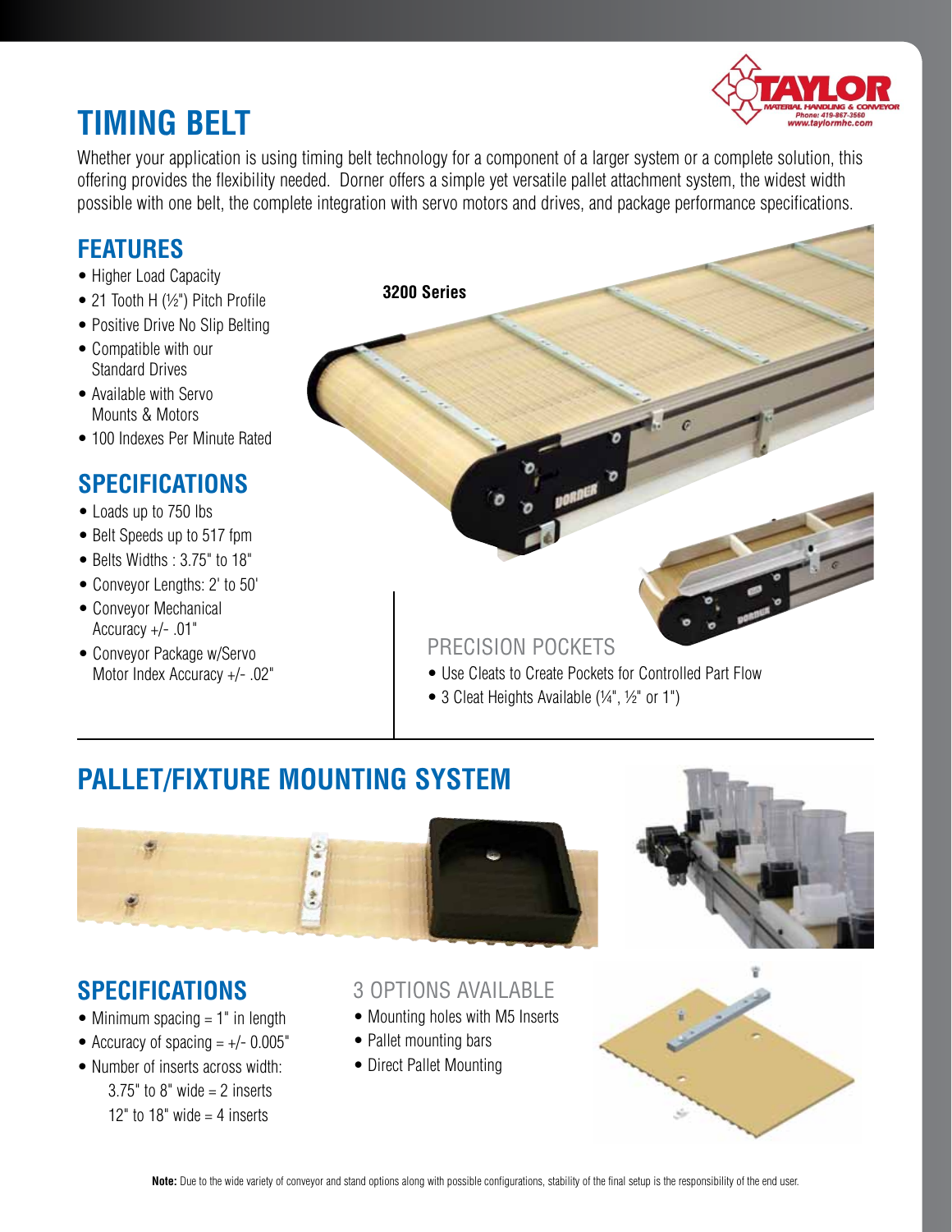# TIMING BELT

Whether your application is using timing belt technology for a component of a larger system or a complete solution, this offering provides the flexibility needed. Dorner offers a simple yet versatile pallet attachment system, the widest width possible with one belt, the complete integration with servo motors and drives, and package performance specifications.

## FEATURES

- Higher Load Capacity
- 21 Tooth H (½") Pitch Profile
- Positive Drive No Slip Belting
- Compatible with our Standard Drives
- Available with Servo Mounts & Motors
- 100 Indexes Per Minute Rated

**3200 Series**

## SPECIFICATIONS

- Loads up to 750 lbs
- Belt Speeds up to 517 fpm
- Belts Widths : 3.75" to 18"
- Conveyor Lengths: 2' to 50'
- Conveyor Mechanical Accuracy +/- .01"
- Conveyor Package w/Servo Motor Index Accuracy +/- .02"

### PRECISION POCKETS

- Use Cleats to Create Pockets for Controlled Part Flow
- 3 Cleat Heights Available (¼", ½" or 1")

# PALLET/FIXTURE MOUNTING SYSTEM

## SPECIFICATIONS

- Minimum spacing = 1" in length
- Accuracy of spacing = +/- 0.005"
- Number of inserts across width:
  - 3.75" to 8" wide = 2 inserts
  - 12" to 18" wide = 4 inserts

### 3 OPTIONS AVAILABLE

- Mounting holes with M5 Inserts
- Pallet mounting bars
- Direct Pallet Mounting

**Note:** Due to the wide variety of conveyor and stand options along with possible configurations, stability of the final setup is the responsibility of the end user.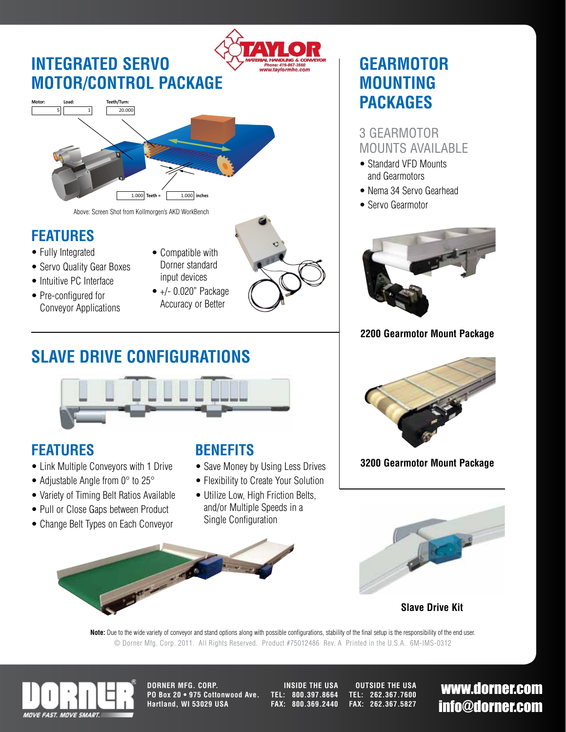# INTEGRATED SERVO MOTOR/CONTROL PACKAGE

Above: Screen Shot from Kollmorgen's AKD WorkBench

## FEATURES

- Fully Integrated
- Servo Quality Gear Boxes
- Intuitive PC Interface
- Pre-configured for Conveyor Applications
- Compatible with Dorner standard input devices
- +/- 0.020" Package Accuracy or Better

# SLAVE DRIVE CONFIGURATIONS

## FEATURES

- Link Multiple Conveyors with 1 Drive
- Adjustable Angle from 0° to 25°
- Variety of Timing Belt Ratios Available
- Pull or Close Gaps between Product
- Change Belt Types on Each Conveyor

## BENEFITS

- Save Money by Using Less Drives
- Flexibility to Create Your Solution
- Utilize Low, High Friction Belts, and/or Multiple Speeds in a Single Configuration

# GEARMOTOR MOUNTING PACKAGES

### 3 GEARMOTOR MOUNTS AVAILABLE

- Standard VFD Mounts and Gearmotors
- Nema 34 Servo Gearhead
- Servo Gearmotor

**2200 Gearmotor Mount Package**

**3200 Gearmotor Mount Package**

**Slave Drive Kit**

**Note:** Due to the wide variety of conveyor and stand options along with possible configurations, stability of the final setup is the responsibility of the end user.

© Dorner Mfg. Corp. 2011. All Rights Reserved. Product #75012486 Rev. A Printed in the U.S.A. 6M-IMS-0312

**DORNER MFG. CORP.**
**PO Box 20 • 975 Cottonwood Ave.**
**Hartland, WI 53029 USA**

**INSIDE THE USA**
**TEL: 800.397.8664**
**FAX: 800.369.2440**

**OUTSIDE THE USA**
**TEL: 262.367.7600**
**FAX: 262.367.5827**

**www.dorner.com**
**info@dorner.com**